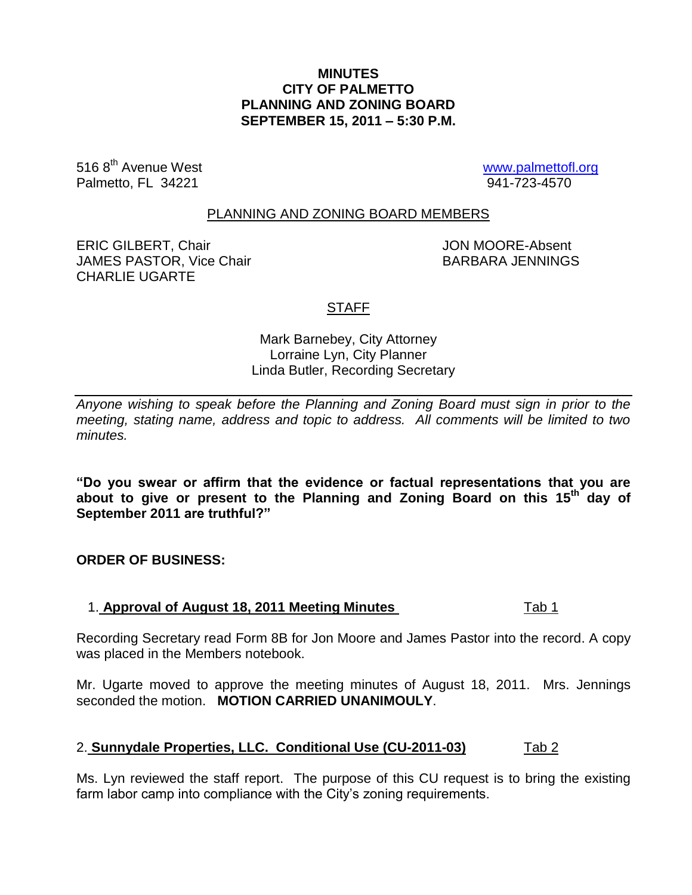**MINUTES**
**CITY OF PALMETTO**
**PLANNING AND ZONING BOARD**
**SEPTEMBER 15, 2011 – 5:30 P.M.**

516 8th Avenue West
Palmetto, FL 34221

www.palmettofl.org
941-723-4570

PLANNING AND ZONING BOARD MEMBERS

ERIC GILBERT, Chair
JAMES PASTOR, Vice Chair
CHARLIE UGARTE
JON MOORE-Absent
BARBARA JENNINGS

STAFF

Mark Barnebey, City Attorney
Lorraine Lyn, City Planner
Linda Butler, Recording Secretary

---

*Anyone wishing to speak before the Planning and Zoning Board must sign in prior to the meeting, stating name, address and topic to address. All comments will be limited to two minutes.*

**"Do you swear or affirm that the evidence or factual representations that you are about to give or present to the Planning and Zoning Board on this 15th day of September 2011 are truthful?"**

**ORDER OF BUSINESS:**

1. **Approval of August 18, 2011 Meeting Minutes** Tab 1

Recording Secretary read Form 8B for Jon Moore and James Pastor into the record. A copy was placed in the Members notebook.

Mr. Ugarte moved to approve the meeting minutes of August 18, 2011. Mrs. Jennings seconded the motion. **MOTION CARRIED UNANIMOULY**.

2. **Sunnydale Properties, LLC. Conditional Use (CU-2011-03)** Tab 2

Ms. Lyn reviewed the staff report. The purpose of this CU request is to bring the existing farm labor camp into compliance with the City's zoning requirements.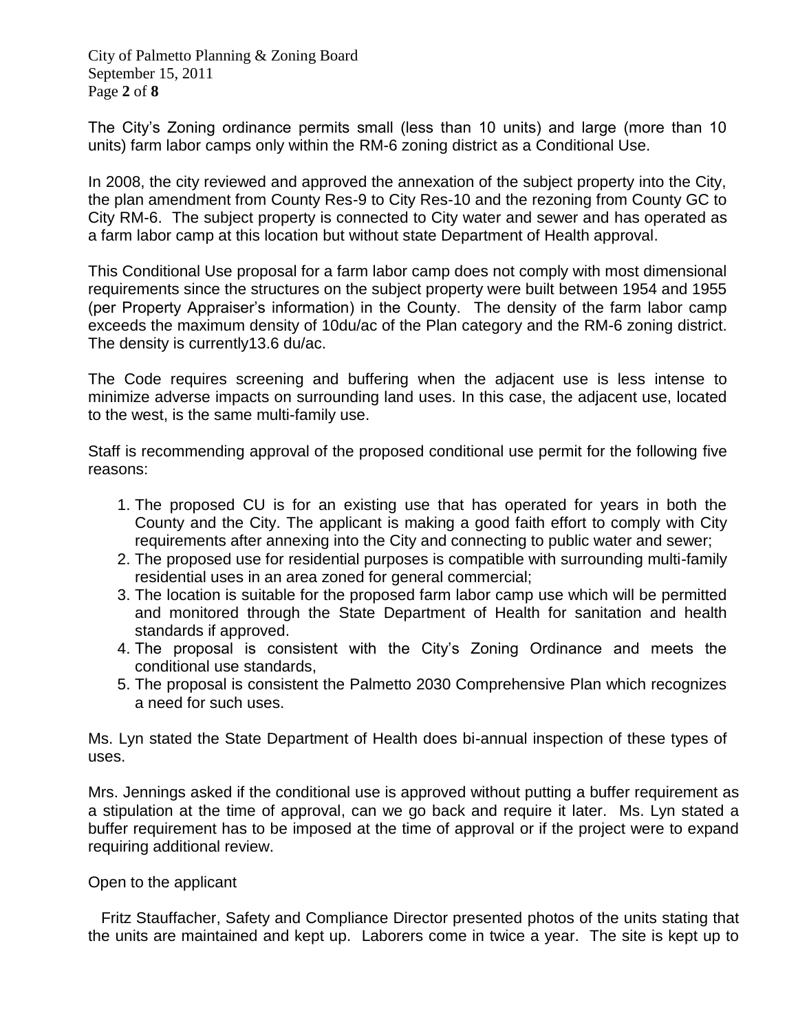The City's Zoning ordinance permits small (less than 10 units) and large (more than 10 units) farm labor camps only within the RM-6 zoning district as a Conditional Use.

In 2008, the city reviewed and approved the annexation of the subject property into the City, the plan amendment from County Res-9 to City Res-10 and the rezoning from County GC to City RM-6. The subject property is connected to City water and sewer and has operated as a farm labor camp at this location but without state Department of Health approval.

This Conditional Use proposal for a farm labor camp does not comply with most dimensional requirements since the structures on the subject property were built between 1954 and 1955 (per Property Appraiser's information) in the County. The density of the farm labor camp exceeds the maximum density of 10du/ac of the Plan category and the RM-6 zoning district. The density is currently13.6 du/ac.

The Code requires screening and buffering when the adjacent use is less intense to minimize adverse impacts on surrounding land uses. In this case, the adjacent use, located to the west, is the same multi-family use.

Staff is recommending approval of the proposed conditional use permit for the following five reasons:

1. The proposed CU is for an existing use that has operated for years in both the County and the City. The applicant is making a good faith effort to comply with City requirements after annexing into the City and connecting to public water and sewer;
2. The proposed use for residential purposes is compatible with surrounding multi-family residential uses in an area zoned for general commercial;
3. The location is suitable for the proposed farm labor camp use which will be permitted and monitored through the State Department of Health for sanitation and health standards if approved.
4. The proposal is consistent with the City's Zoning Ordinance and meets the conditional use standards,
5. The proposal is consistent the Palmetto 2030 Comprehensive Plan which recognizes a need for such uses.

Ms. Lyn stated the State Department of Health does bi-annual inspection of these types of uses.

Mrs. Jennings asked if the conditional use is approved without putting a buffer requirement as a stipulation at the time of approval, can we go back and require it later. Ms. Lyn stated a buffer requirement has to be imposed at the time of approval or if the project were to expand requiring additional review.

Open to the applicant

Fritz Stauffacher, Safety and Compliance Director presented photos of the units stating that the units are maintained and kept up. Laborers come in twice a year. The site is kept up to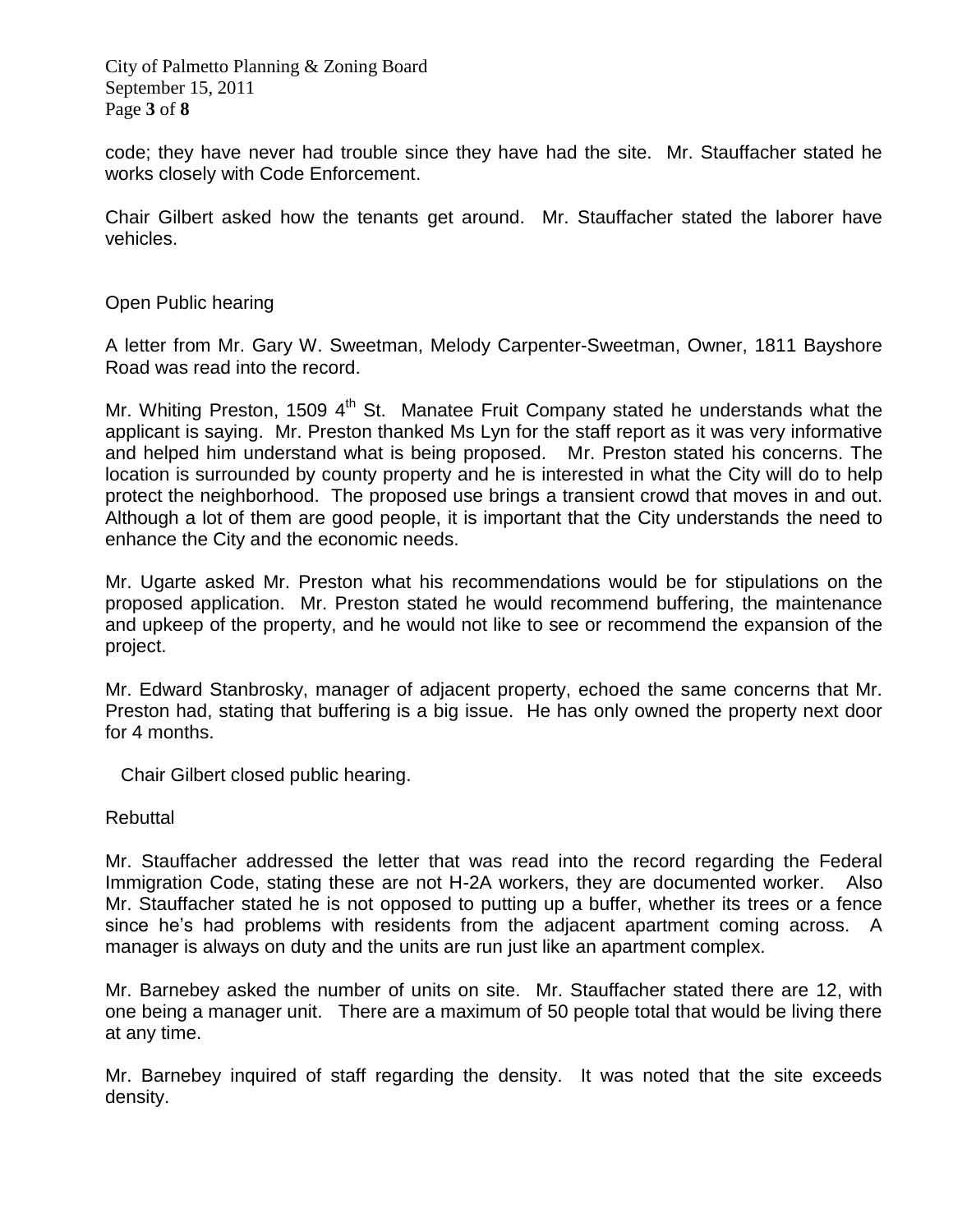code; they have never had trouble since they have had the site. Mr. Stauffacher stated he works closely with Code Enforcement.

Chair Gilbert asked how the tenants get around. Mr. Stauffacher stated the laborer have vehicles.

Open Public hearing

A letter from Mr. Gary W. Sweetman, Melody Carpenter-Sweetman, Owner, 1811 Bayshore Road was read into the record.

Mr. Whiting Preston, 1509 4th St. Manatee Fruit Company stated he understands what the applicant is saying. Mr. Preston thanked Ms Lyn for the staff report as it was very informative and helped him understand what is being proposed. Mr. Preston stated his concerns. The location is surrounded by county property and he is interested in what the City will do to help protect the neighborhood. The proposed use brings a transient crowd that moves in and out. Although a lot of them are good people, it is important that the City understands the need to enhance the City and the economic needs.

Mr. Ugarte asked Mr. Preston what his recommendations would be for stipulations on the proposed application. Mr. Preston stated he would recommend buffering, the maintenance and upkeep of the property, and he would not like to see or recommend the expansion of the project.

Mr. Edward Stanbrosky, manager of adjacent property, echoed the same concerns that Mr. Preston had, stating that buffering is a big issue. He has only owned the property next door for 4 months.

Chair Gilbert closed public hearing.

Rebuttal

Mr. Stauffacher addressed the letter that was read into the record regarding the Federal Immigration Code, stating these are not H-2A workers, they are documented worker. Also Mr. Stauffacher stated he is not opposed to putting up a buffer, whether its trees or a fence since he's had problems with residents from the adjacent apartment coming across. A manager is always on duty and the units are run just like an apartment complex.

Mr. Barnebey asked the number of units on site. Mr. Stauffacher stated there are 12, with one being a manager unit. There are a maximum of 50 people total that would be living there at any time.

Mr. Barnebey inquired of staff regarding the density. It was noted that the site exceeds density.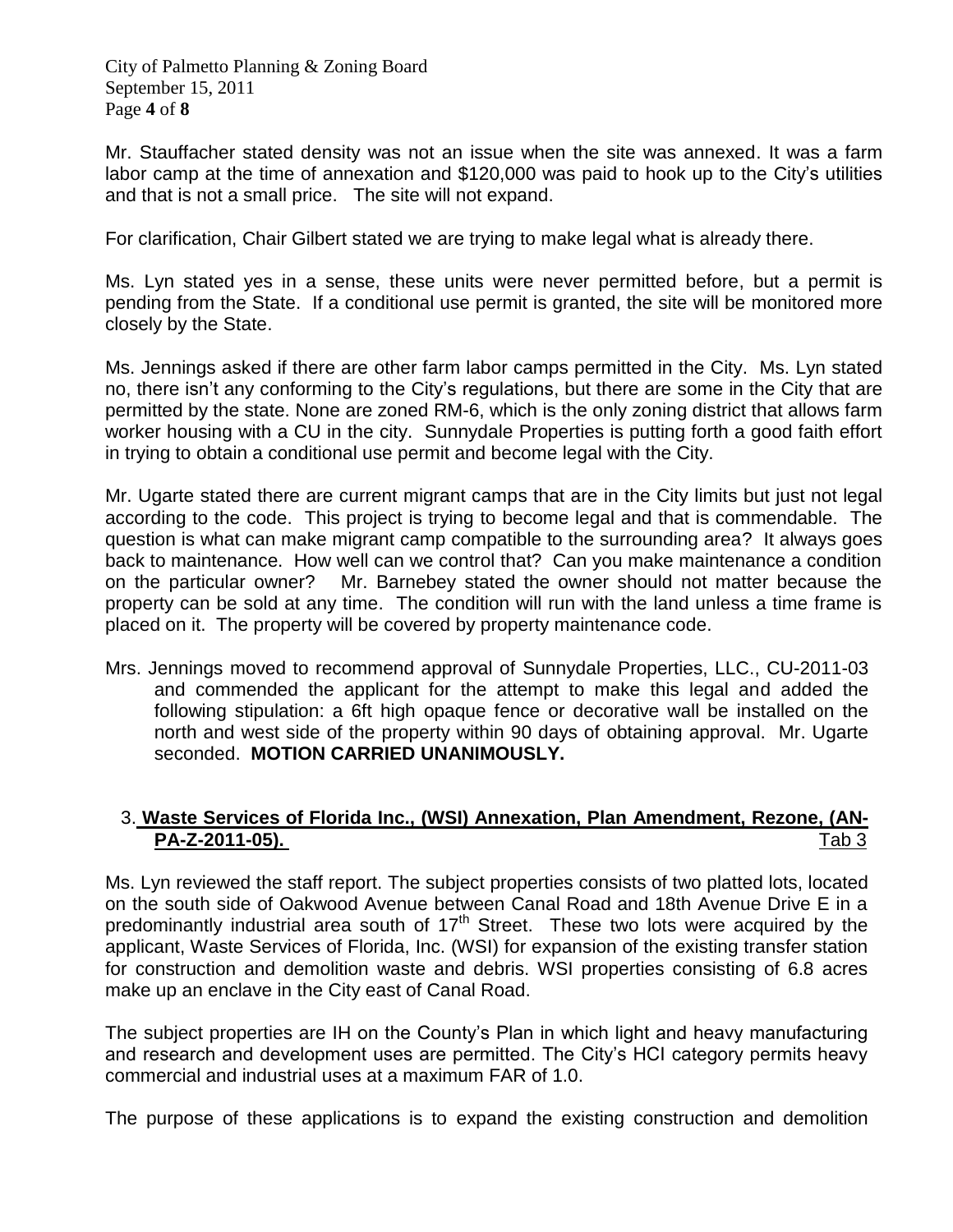Mr. Stauffacher stated density was not an issue when the site was annexed. It was a farm labor camp at the time of annexation and $120,000 was paid to hook up to the City's utilities and that is not a small price. The site will not expand.

For clarification, Chair Gilbert stated we are trying to make legal what is already there.

Ms. Lyn stated yes in a sense, these units were never permitted before, but a permit is pending from the State. If a conditional use permit is granted, the site will be monitored more closely by the State.

Ms. Jennings asked if there are other farm labor camps permitted in the City. Ms. Lyn stated no, there isn't any conforming to the City's regulations, but there are some in the City that are permitted by the state. None are zoned RM-6, which is the only zoning district that allows farm worker housing with a CU in the city. Sunnydale Properties is putting forth a good faith effort in trying to obtain a conditional use permit and become legal with the City.

Mr. Ugarte stated there are current migrant camps that are in the City limits but just not legal according to the code. This project is trying to become legal and that is commendable. The question is what can make migrant camp compatible to the surrounding area? It always goes back to maintenance. How well can we control that? Can you make maintenance a condition on the particular owner? Mr. Barnebey stated the owner should not matter because the property can be sold at any time. The condition will run with the land unless a time frame is placed on it. The property will be covered by property maintenance code.

Mrs. Jennings moved to recommend approval of Sunnydale Properties, LLC., CU-2011-03 and commended the applicant for the attempt to make this legal and added the following stipulation: a 6ft high opaque fence or decorative wall be installed on the north and west side of the property within 90 days of obtaining approval. Mr. Ugarte seconded. **MOTION CARRIED UNANIMOUSLY.**

3. **Waste Services of Florida Inc., (WSI) Annexation, Plan Amendment, Rezone, (AN-PA-Z-2011-05).** Tab 3

Ms. Lyn reviewed the staff report. The subject properties consists of two platted lots, located on the south side of Oakwood Avenue between Canal Road and 18th Avenue Drive E in a predominantly industrial area south of 17th Street. These two lots were acquired by the applicant, Waste Services of Florida, Inc. (WSI) for expansion of the existing transfer station for construction and demolition waste and debris. WSI properties consisting of 6.8 acres make up an enclave in the City east of Canal Road.

The subject properties are IH on the County's Plan in which light and heavy manufacturing and research and development uses are permitted. The City's HCI category permits heavy commercial and industrial uses at a maximum FAR of 1.0.

The purpose of these applications is to expand the existing construction and demolition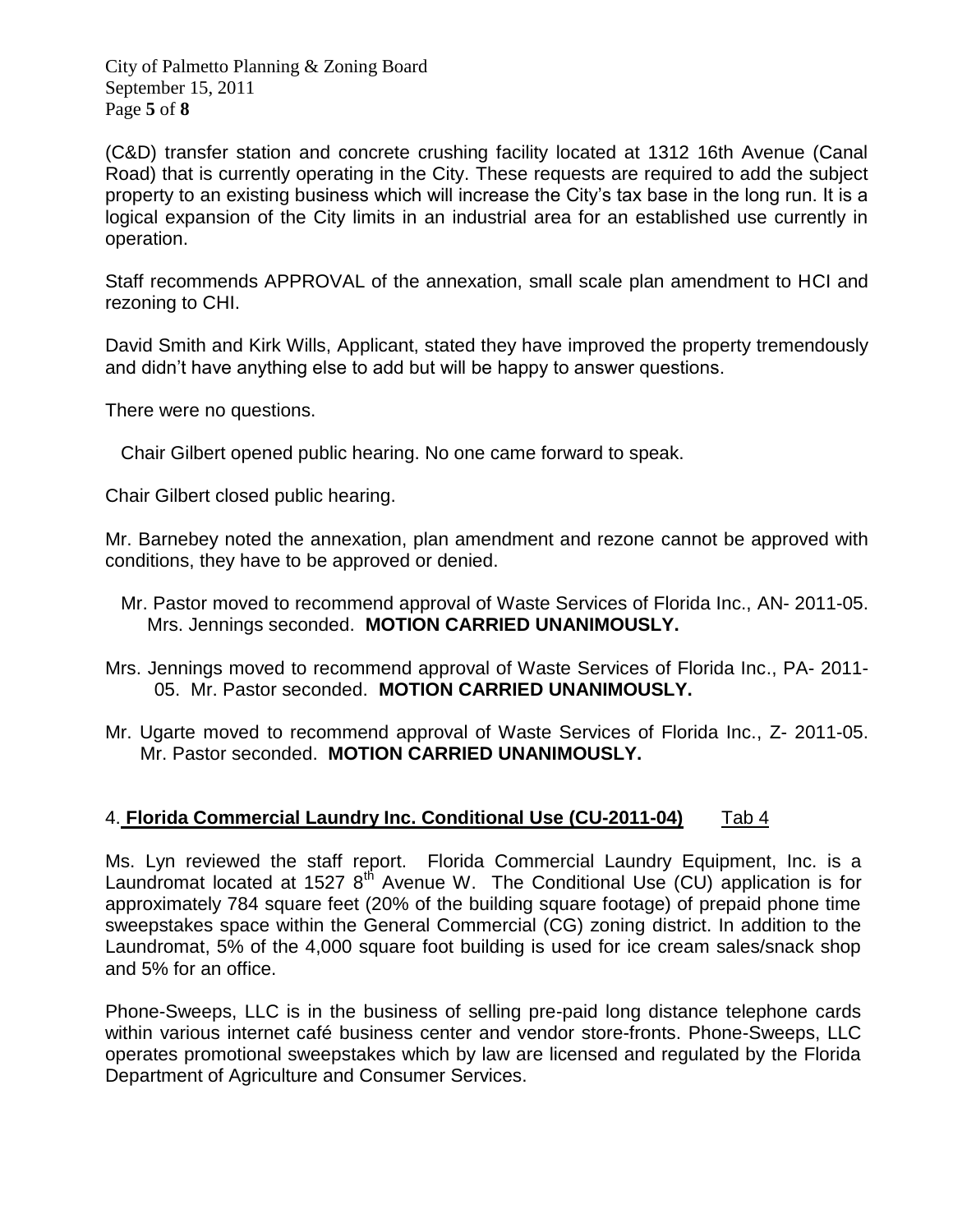(C&D) transfer station and concrete crushing facility located at 1312 16th Avenue (Canal Road) that is currently operating in the City. These requests are required to add the subject property to an existing business which will increase the City's tax base in the long run. It is a logical expansion of the City limits in an industrial area for an established use currently in operation.

Staff recommends APPROVAL of the annexation, small scale plan amendment to HCI and rezoning to CHI.

David Smith and Kirk Wills, Applicant, stated they have improved the property tremendously and didn't have anything else to add but will be happy to answer questions.

There were no questions.

Chair Gilbert opened public hearing. No one came forward to speak.

Chair Gilbert closed public hearing.

Mr. Barnebey noted the annexation, plan amendment and rezone cannot be approved with conditions, they have to be approved or denied.

Mr. Pastor moved to recommend approval of Waste Services of Florida Inc., AN- 2011-05. Mrs. Jennings seconded. **MOTION CARRIED UNANIMOUSLY.**

Mrs. Jennings moved to recommend approval of Waste Services of Florida Inc., PA- 2011-05. Mr. Pastor seconded. **MOTION CARRIED UNANIMOUSLY.**

Mr. Ugarte moved to recommend approval of Waste Services of Florida Inc., Z- 2011-05. Mr. Pastor seconded. **MOTION CARRIED UNANIMOUSLY.**

## 4. **Florida Commercial Laundry Inc. Conditional Use (CU-2011-04)** Tab 4

Ms. Lyn reviewed the staff report. Florida Commercial Laundry Equipment, Inc. is a Laundromat located at 1527 8th Avenue W. The Conditional Use (CU) application is for approximately 784 square feet (20% of the building square footage) of prepaid phone time sweepstakes space within the General Commercial (CG) zoning district. In addition to the Laundromat, 5% of the 4,000 square foot building is used for ice cream sales/snack shop and 5% for an office.

Phone-Sweeps, LLC is in the business of selling pre-paid long distance telephone cards within various internet café business center and vendor store-fronts. Phone-Sweeps, LLC operates promotional sweepstakes which by law are licensed and regulated by the Florida Department of Agriculture and Consumer Services.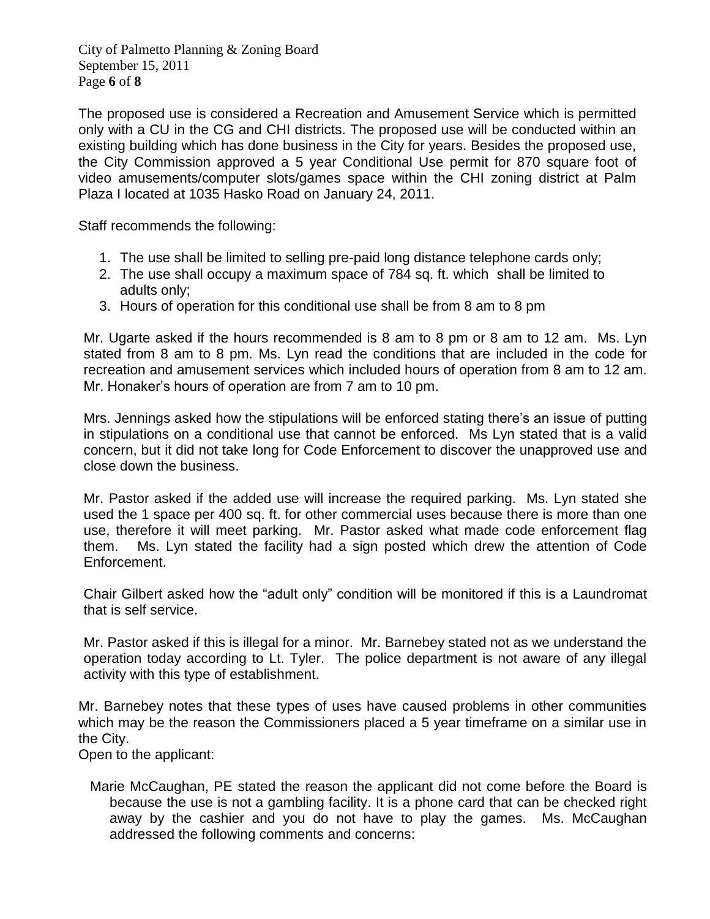The proposed use is considered a Recreation and Amusement Service which is permitted only with a CU in the CG and CHI districts. The proposed use will be conducted within an existing building which has done business in the City for years. Besides the proposed use, the City Commission approved a 5 year Conditional Use permit for 870 square foot of video amusements/computer slots/games space within the CHI zoning district at Palm Plaza I located at 1035 Hasko Road on January 24, 2011.

Staff recommends the following:

1. The use shall be limited to selling pre-paid long distance telephone cards only;
2. The use shall occupy a maximum space of 784 sq. ft. which shall be limited to adults only;
3. Hours of operation for this conditional use shall be from 8 am to 8 pm

Mr. Ugarte asked if the hours recommended is 8 am to 8 pm or 8 am to 12 am. Ms. Lyn stated from 8 am to 8 pm. Ms. Lyn read the conditions that are included in the code for recreation and amusement services which included hours of operation from 8 am to 12 am. Mr. Honaker's hours of operation are from 7 am to 10 pm.

Mrs. Jennings asked how the stipulations will be enforced stating there's an issue of putting in stipulations on a conditional use that cannot be enforced. Ms Lyn stated that is a valid concern, but it did not take long for Code Enforcement to discover the unapproved use and close down the business.

Mr. Pastor asked if the added use will increase the required parking. Ms. Lyn stated she used the 1 space per 400 sq. ft. for other commercial uses because there is more than one use, therefore it will meet parking. Mr. Pastor asked what made code enforcement flag them. Ms. Lyn stated the facility had a sign posted which drew the attention of Code Enforcement.

Chair Gilbert asked how the "adult only" condition will be monitored if this is a Laundromat that is self service.

Mr. Pastor asked if this is illegal for a minor. Mr. Barnebey stated not as we understand the operation today according to Lt. Tyler. The police department is not aware of any illegal activity with this type of establishment.

Mr. Barnebey notes that these types of uses have caused problems in other communities which may be the reason the Commissioners placed a 5 year timeframe on a similar use in the City.

Open to the applicant:

Marie McCaughan, PE stated the reason the applicant did not come before the Board is because the use is not a gambling facility. It is a phone card that can be checked right away by the cashier and you do not have to play the games. Ms. McCaughan addressed the following comments and concerns: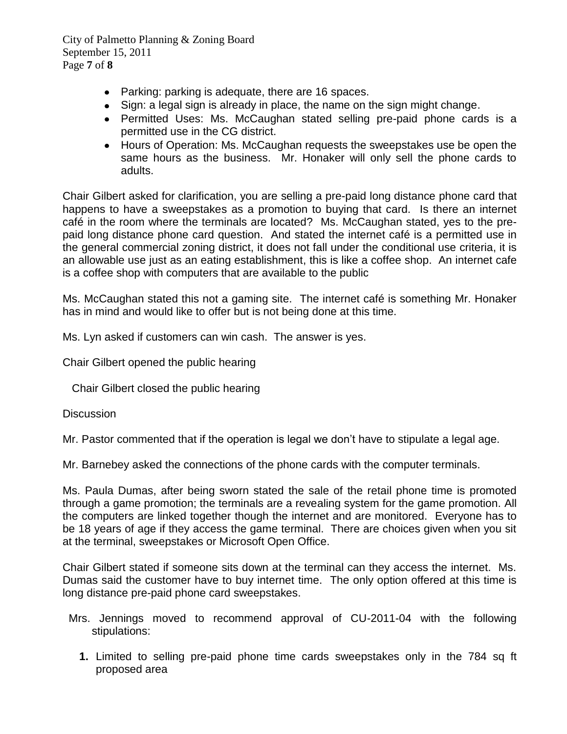- Parking: parking is adequate, there are 16 spaces.
- Sign: a legal sign is already in place, the name on the sign might change.
- Permitted Uses: Ms. McCaughan stated selling pre-paid phone cards is a permitted use in the CG district.
- Hours of Operation: Ms. McCaughan requests the sweepstakes use be open the same hours as the business. Mr. Honaker will only sell the phone cards to adults.

Chair Gilbert asked for clarification, you are selling a pre-paid long distance phone card that happens to have a sweepstakes as a promotion to buying that card. Is there an internet café in the room where the terminals are located? Ms. McCaughan stated, yes to the pre-paid long distance phone card question. And stated the internet café is a permitted use in the general commercial zoning district, it does not fall under the conditional use criteria, it is an allowable use just as an eating establishment, this is like a coffee shop. An internet cafe is a coffee shop with computers that are available to the public

Ms. McCaughan stated this not a gaming site. The internet café is something Mr. Honaker has in mind and would like to offer but is not being done at this time.

Ms. Lyn asked if customers can win cash. The answer is yes.

Chair Gilbert opened the public hearing

Chair Gilbert closed the public hearing

Discussion

Mr. Pastor commented that if the operation is legal we don't have to stipulate a legal age.

Mr. Barnebey asked the connections of the phone cards with the computer terminals.

Ms. Paula Dumas, after being sworn stated the sale of the retail phone time is promoted through a game promotion; the terminals are a revealing system for the game promotion. All the computers are linked together though the internet and are monitored. Everyone has to be 18 years of age if they access the game terminal. There are choices given when you sit at the terminal, sweepstakes or Microsoft Open Office.

Chair Gilbert stated if someone sits down at the terminal can they access the internet. Ms. Dumas said the customer have to buy internet time. The only option offered at this time is long distance pre-paid phone card sweepstakes.

Mrs. Jennings moved to recommend approval of CU-2011-04 with the following stipulations:

1. Limited to selling pre-paid phone time cards sweepstakes only in the 784 sq ft proposed area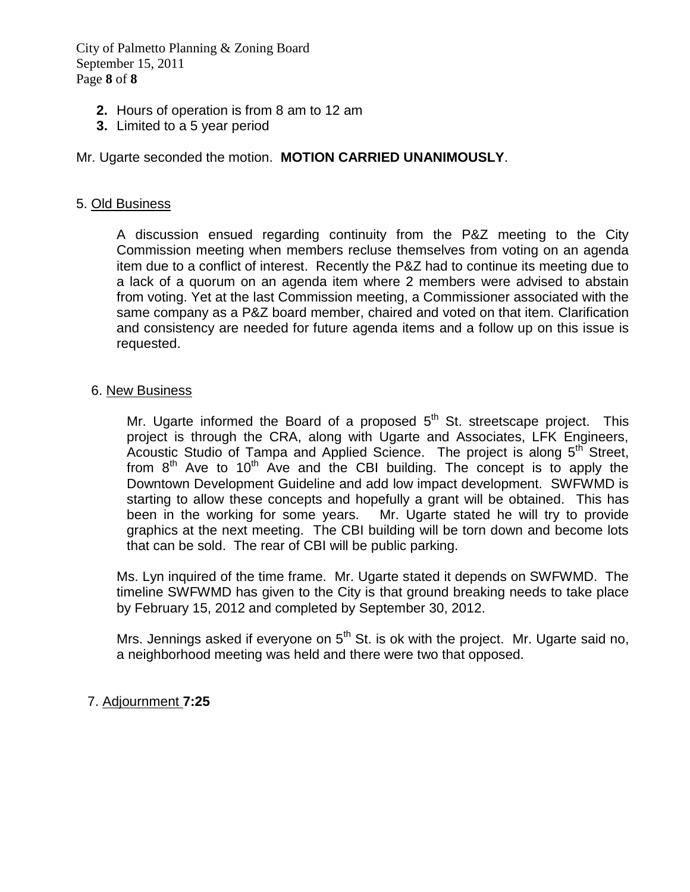2. Hours of operation is from 8 am to 12 am
3. Limited to a 5 year period

Mr. Ugarte seconded the motion. **MOTION CARRIED UNANIMOUSLY**.

5. Old Business

A discussion ensued regarding continuity from the P&Z meeting to the City Commission meeting when members recluse themselves from voting on an agenda item due to a conflict of interest. Recently the P&Z had to continue its meeting due to a lack of a quorum on an agenda item where 2 members were advised to abstain from voting. Yet at the last Commission meeting, a Commissioner associated with the same company as a P&Z board member, chaired and voted on that item. Clarification and consistency are needed for future agenda items and a follow up on this issue is requested.

6. New Business

Mr. Ugarte informed the Board of a proposed 5th St. streetscape project. This project is through the CRA, along with Ugarte and Associates, LFK Engineers, Acoustic Studio of Tampa and Applied Science. The project is along 5th Street, from 8th Ave to 10th Ave and the CBI building. The concept is to apply the Downtown Development Guideline and add low impact development. SWFWMD is starting to allow these concepts and hopefully a grant will be obtained. This has been in the working for some years. Mr. Ugarte stated he will try to provide graphics at the next meeting. The CBI building will be torn down and become lots that can be sold. The rear of CBI will be public parking.

Ms. Lyn inquired of the time frame. Mr. Ugarte stated it depends on SWFWMD. The timeline SWFWMD has given to the City is that ground breaking needs to take place by February 15, 2012 and completed by September 30, 2012.

Mrs. Jennings asked if everyone on 5th St. is ok with the project. Mr. Ugarte said no, a neighborhood meeting was held and there were two that opposed.

7. Adjournment **7:25**